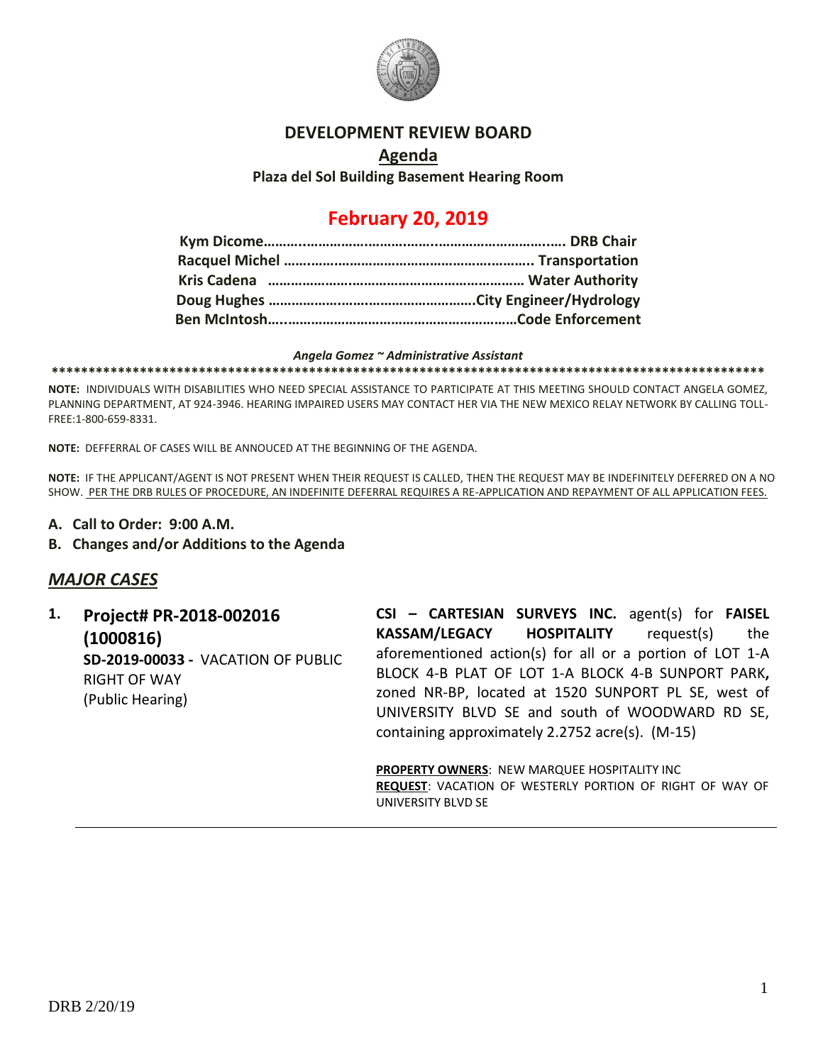# DEVELOPMENT REVIEW BOARD

## Agenda

**Plaza del Sol Building Basement Hearing Room**

## February 20, 2019

**Kym Dicome……….……………………………..……………………….…. DRB Chair**
**Racquel Michel ……………………………………………………….. Transportation**
**Kris Cadena ………………………………………………………… Water Authority**
**Doug Hughes ……………………………………………….City Engineer/Hydrology**
**Ben McIntosh…..…………………………………………………Code Enforcement**

***Angela Gomez ~ Administrative Assistant***

**\*\*\*\*\*\*\*\*\*\*\*\*\*\*\*\*\*\*\*\*\*\*\*\*\*\*\*\*\*\*\*\*\*\*\*\*\*\*\*\*\*\*\*\*\*\*\*\*\*\*\*\*\*\*\*\*\*\*\*\*\*\*\*\*\*\*\*\*\*\*\*\*\*\*\*\*\*\*\*\*\*\*\*\*\*\*\*\*\*\*\*\*\*\*\*\*\*\*\*\***

**NOTE:** INDIVIDUALS WITH DISABILITIES WHO NEED SPECIAL ASSISTANCE TO PARTICIPATE AT THIS MEETING SHOULD CONTACT ANGELA GOMEZ, PLANNING DEPARTMENT, AT 924-3946. HEARING IMPAIRED USERS MAY CONTACT HER VIA THE NEW MEXICO RELAY NETWORK BY CALLING TOLL-FREE:1-800-659-8331.

**NOTE:** DEFFERRAL OF CASES WILL BE ANNOUCED AT THE BEGINNING OF THE AGENDA.

**NOTE:** IF THE APPLICANT/AGENT IS NOT PRESENT WHEN THEIR REQUEST IS CALLED, THEN THE REQUEST MAY BE INDEFINITELY DEFERRED ON A NO SHOW. PER THE DRB RULES OF PROCEDURE, AN INDEFINITE DEFERRAL REQUIRES A RE-APPLICATION AND REPAYMENT OF ALL APPLICATION FEES.

**A. Call to Order: 9:00 A.M.**

**B. Changes and/or Additions to the Agenda**

## *MAJOR CASES*

**1. Project# PR-2018-002016 (1000816)**
**SD-2019-00033 -** VACATION OF PUBLIC RIGHT OF WAY
(Public Hearing)

**CSI – CARTESIAN SURVEYS INC.** agent(s) for **FAISEL KASSAM/LEGACY HOSPITALITY** request(s) the aforementioned action(s) for all or a portion of LOT 1-A BLOCK 4-B PLAT OF LOT 1-A BLOCK 4-B SUNPORT PARK**,** zoned NR-BP, located at 1520 SUNPORT PL SE, west of UNIVERSITY BLVD SE and south of WOODWARD RD SE, containing approximately 2.2752 acre(s). (M-15)

**PROPERTY OWNERS**: NEW MARQUEE HOSPITALITY INC
**REQUEST**: VACATION OF WESTERLY PORTION OF RIGHT OF WAY OF UNIVERSITY BLVD SE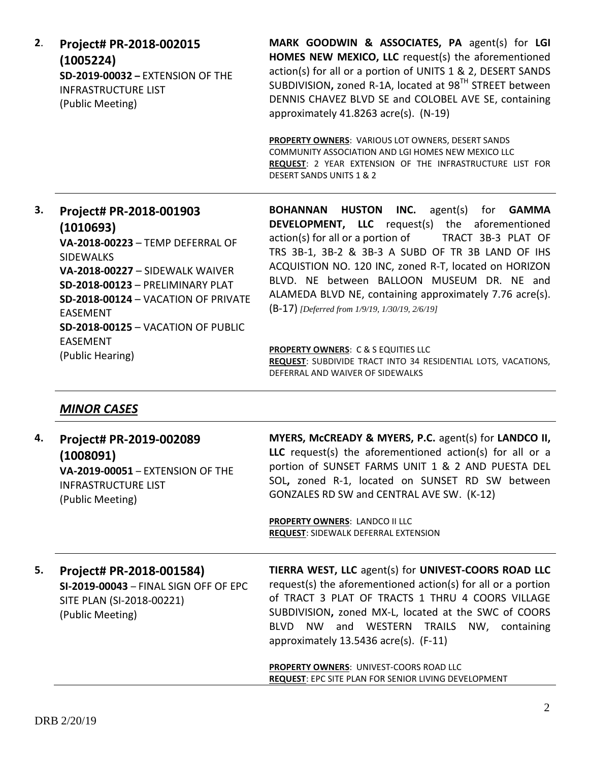**2. Project# PR-2018-002015 (1005224)**
**SD-2019-00032 –** EXTENSION OF THE INFRASTRUCTURE LIST
(Public Meeting)

**MARK GOODWIN & ASSOCIATES, PA** agent(s) for **LGI HOMES NEW MEXICO, LLC** request(s) the aforementioned action(s) for all or a portion of UNITS 1 & 2, DESERT SANDS SUBDIVISION**,** zoned R-1A, located at 98TH STREET between DENNIS CHAVEZ BLVD SE and COLOBEL AVE SE, containing approximately 41.8263 acre(s). (N-19)

**PROPERTY OWNERS**: VARIOUS LOT OWNERS, DESERT SANDS COMMUNITY ASSOCIATION AND LGI HOMES NEW MEXICO LLC
**REQUEST**: 2 YEAR EXTENSION OF THE INFRASTRUCTURE LIST FOR DESERT SANDS UNITS 1 & 2

---

**3. Project# PR-2018-001903 (1010693)**
**VA-2018-00223** – TEMP DEFERRAL OF SIDEWALKS
**VA-2018-00227** – SIDEWALK WAIVER
**SD-2018-00123** – PRELIMINARY PLAT
**SD-2018-00124** – VACATION OF PRIVATE EASEMENT
**SD-2018-00125** – VACATION OF PUBLIC EASEMENT
(Public Hearing)

**BOHANNAN HUSTON INC.** agent(s) for **GAMMA DEVELOPMENT, LLC** request(s) the aforementioned action(s) for all or a portion of TRACT 3B-3 PLAT OF TRS 3B-1, 3B-2 & 3B-3 A SUBD OF TR 3B LAND OF IHS ACQUISTION NO. 120 INC, zoned R-T, located on HORIZON BLVD. NE between BALLOON MUSEUM DR. NE and ALAMEDA BLVD NE, containing approximately 7.76 acre(s). (B-17) *[Deferred from 1/9/19, 1/30/19, 2/6/19]*

**PROPERTY OWNERS**: C & S EQUITIES LLC
**REQUEST**: SUBDIVIDE TRACT INTO 34 RESIDENTIAL LOTS, VACATIONS, DEFERRAL AND WAIVER OF SIDEWALKS

---

## ***MINOR CASES***

---

**4. Project# PR-2019-002089 (1008091)**
**VA-2019-00051** – EXTENSION OF THE INFRASTRUCTURE LIST
(Public Meeting)

**MYERS, McCREADY & MYERS, P.C.** agent(s) for **LANDCO II, LLC** request(s) the aforementioned action(s) for all or a portion of SUNSET FARMS UNIT 1 & 2 AND PUESTA DEL SOL**,** zoned R-1, located on SUNSET RD SW between GONZALES RD SW and CENTRAL AVE SW. (K-12)

**PROPERTY OWNERS**: LANDCO II LLC
**REQUEST**: SIDEWALK DEFERRAL EXTENSION

---

**5. Project# PR-2018-001584)**
**SI-2019-00043** – FINAL SIGN OFF OF EPC SITE PLAN (SI-2018-00221)
(Public Meeting)

**TIERRA WEST, LLC** agent(s) for **UNIVEST-COORS ROAD LLC** request(s) the aforementioned action(s) for all or a portion of TRACT 3 PLAT OF TRACTS 1 THRU 4 COORS VILLAGE SUBDIVISION**,** zoned MX-L, located at the SWC of COORS BLVD NW and WESTERN TRAILS NW, containing approximately 13.5436 acre(s). (F-11)

**PROPERTY OWNERS**: UNIVEST-COORS ROAD LLC
**REQUEST**: EPC SITE PLAN FOR SENIOR LIVING DEVELOPMENT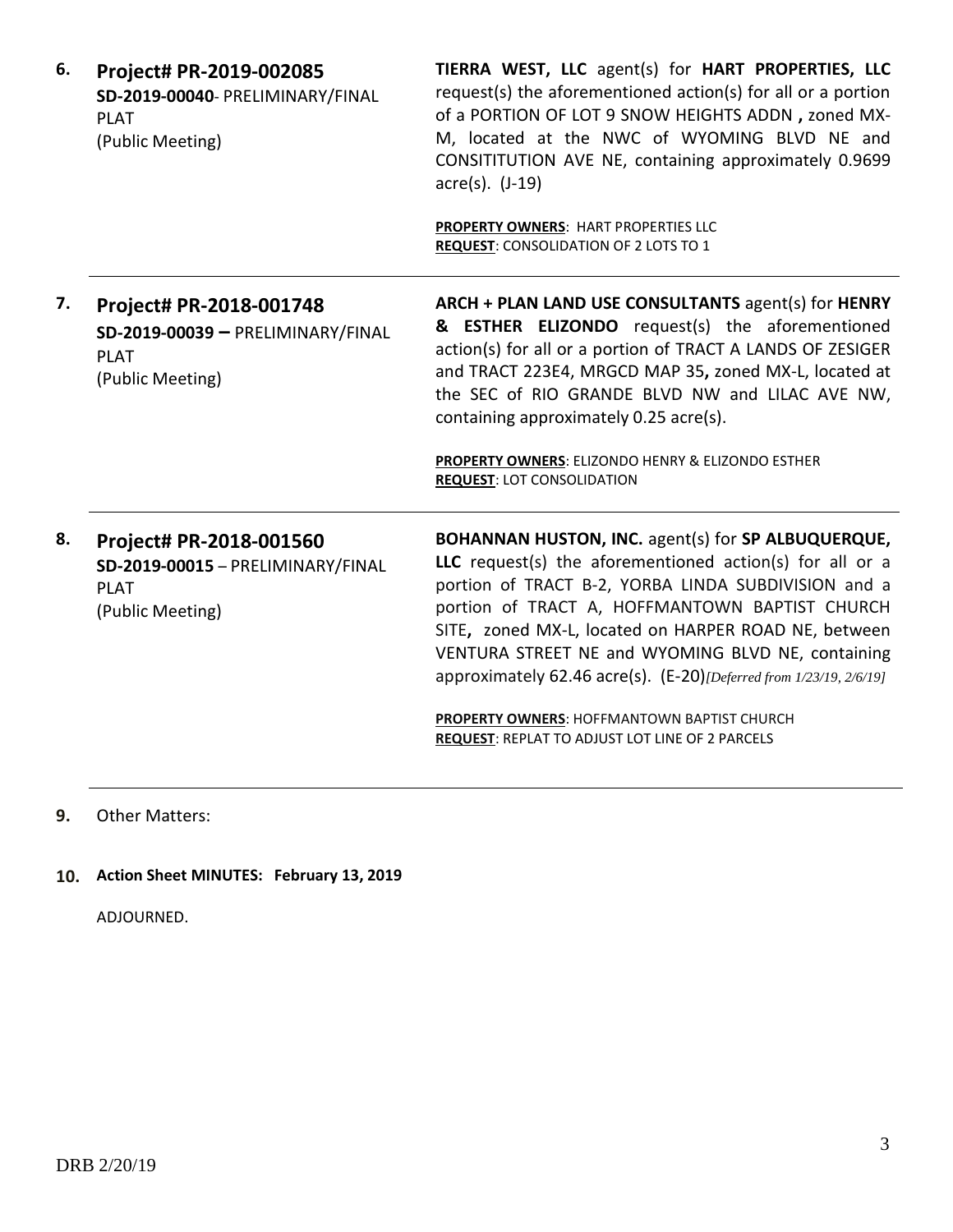**6.** **Project# PR-2019-002085**
**SD-2019-00040**- PRELIMINARY/FINAL PLAT
(Public Meeting)

**TIERRA WEST, LLC** agent(s) for **HART PROPERTIES, LLC** request(s) the aforementioned action(s) for all or a portion of a PORTION OF LOT 9 SNOW HEIGHTS ADDN **,** zoned MX-M, located at the NWC of WYOMING BLVD NE and CONSITITUTION AVE NE, containing approximately 0.9699 acre(s). (J-19)

**PROPERTY OWNERS**: HART PROPERTIES LLC
**REQUEST**: CONSOLIDATION OF 2 LOTS TO 1

---

**7.** **Project# PR-2018-001748**
**SD-2019-00039 –** PRELIMINARY/FINAL PLAT
(Public Meeting)

**ARCH + PLAN LAND USE CONSULTANTS** agent(s) for **HENRY & ESTHER ELIZONDO** request(s) the aforementioned action(s) for all or a portion of TRACT A LANDS OF ZESIGER and TRACT 223E4, MRGCD MAP 35**,** zoned MX-L, located at the SEC of RIO GRANDE BLVD NW and LILAC AVE NW, containing approximately 0.25 acre(s).

**PROPERTY OWNERS**: ELIZONDO HENRY & ELIZONDO ESTHER
**REQUEST**: LOT CONSOLIDATION

---

**8.** **Project# PR-2018-001560**
**SD-2019-00015** – PRELIMINARY/FINAL PLAT
(Public Meeting)

**BOHANNAN HUSTON, INC.** agent(s) for **SP ALBUQUERQUE, LLC** request(s) the aforementioned action(s) for all or a portion of TRACT B-2, YORBA LINDA SUBDIVISION and a portion of TRACT A, HOFFMANTOWN BAPTIST CHURCH SITE**,** zoned MX-L, located on HARPER ROAD NE, between VENTURA STREET NE and WYOMING BLVD NE, containing approximately 62.46 acre(s). (E-20)*[Deferred from 1/23/19, 2/6/19]*

**PROPERTY OWNERS**: HOFFMANTOWN BAPTIST CHURCH
**REQUEST**: REPLAT TO ADJUST LOT LINE OF 2 PARCELS

---

**9.** Other Matters:

**10.** **Action Sheet MINUTES: February 13, 2019**

ADJOURNED.